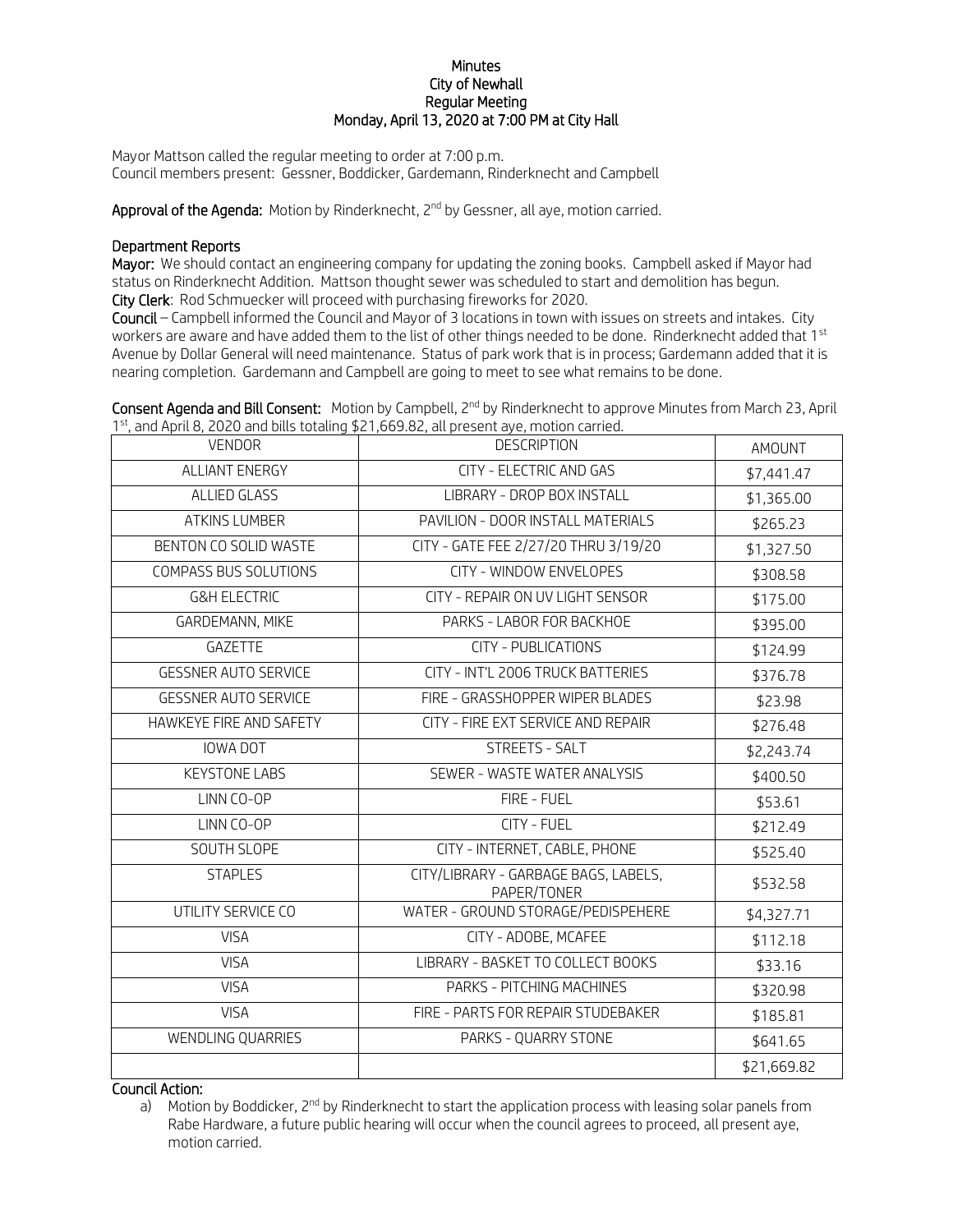# Minutes
## City of Newhall
## Regular Meeting
## Monday, April 13, 2020 at 7:00 PM at City Hall

Mayor Mattson called the regular meeting to order at 7:00 p.m.
Council members present: Gessner, Boddicker, Gardemann, Rinderknecht and Campbell

**Approval of the Agenda:** Motion by Rinderknecht, 2nd by Gessner, all aye, motion carried.

**Department Reports**

**Mayor:** We should contact an engineering company for updating the zoning books. Campbell asked if Mayor had status on Rinderknecht Addition. Mattson thought sewer was scheduled to start and demolition has begun.

**City Clerk**: Rod Schmuecker will proceed with purchasing fireworks for 2020.

**Council** – Campbell informed the Council and Mayor of 3 locations in town with issues on streets and intakes. City workers are aware and have added them to the list of other things needed to be done. Rinderknecht added that 1st Avenue by Dollar General will need maintenance. Status of park work that is in process; Gardemann added that it is nearing completion. Gardemann and Campbell are going to meet to see what remains to be done.

**Consent Agenda and Bill Consent:** Motion by Campbell, 2nd by Rinderknecht to approve Minutes from March 23, April 1st, and April 8, 2020 and bills totaling $21,669.82, all present aye, motion carried.

| VENDOR | DESCRIPTION | AMOUNT |
|---|---|---|
| ALLIANT ENERGY | CITY - ELECTRIC AND GAS | $7,441.47 |
| ALLIED GLASS | LIBRARY - DROP BOX INSTALL | $1,365.00 |
| ATKINS LUMBER | PAVILION - DOOR INSTALL MATERIALS | $265.23 |
| BENTON CO SOLID WASTE | CITY - GATE FEE 2/27/20 THRU 3/19/20 | $1,327.50 |
| COMPASS BUS SOLUTIONS | CITY - WINDOW ENVELOPES | $308.58 |
| G&H ELECTRIC | CITY - REPAIR ON UV LIGHT SENSOR | $175.00 |
| GARDEMANN, MIKE | PARKS - LABOR FOR BACKHOE | $395.00 |
| GAZETTE | CITY - PUBLICATIONS | $124.99 |
| GESSNER AUTO SERVICE | CITY - INT'L 2006 TRUCK BATTERIES | $376.78 |
| GESSNER AUTO SERVICE | FIRE - GRASSHOPPER WIPER BLADES | $23.98 |
| HAWKEYE FIRE AND SAFETY | CITY - FIRE EXT SERVICE AND REPAIR | $276.48 |
| IOWA DOT | STREETS - SALT | $2,243.74 |
| KEYSTONE LABS | SEWER - WASTE WATER ANALYSIS | $400.50 |
| LINN CO-OP | FIRE - FUEL | $53.61 |
| LINN CO-OP | CITY - FUEL | $212.49 |
| SOUTH SLOPE | CITY - INTERNET, CABLE, PHONE | $525.40 |
| STAPLES | CITY/LIBRARY - GARBAGE BAGS, LABELS, PAPER/TONER | $532.58 |
| UTILITY SERVICE CO | WATER - GROUND STORAGE/PEDISPEHERE | $4,327.71 |
| VISA | CITY - ADOBE, MCAFEE | $112.18 |
| VISA | LIBRARY - BASKET TO COLLECT BOOKS | $33.16 |
| VISA | PARKS - PITCHING MACHINES | $320.98 |
| VISA | FIRE - PARTS FOR REPAIR STUDEBAKER | $185.81 |
| WENDLING QUARRIES | PARKS - QUARRY STONE | $641.65 |
| | | $21,669.82 |

**Council Action:**

a) Motion by Boddicker, 2nd by Rinderknecht to start the application process with leasing solar panels from Rabe Hardware, a future public hearing will occur when the council agrees to proceed, all present aye, motion carried.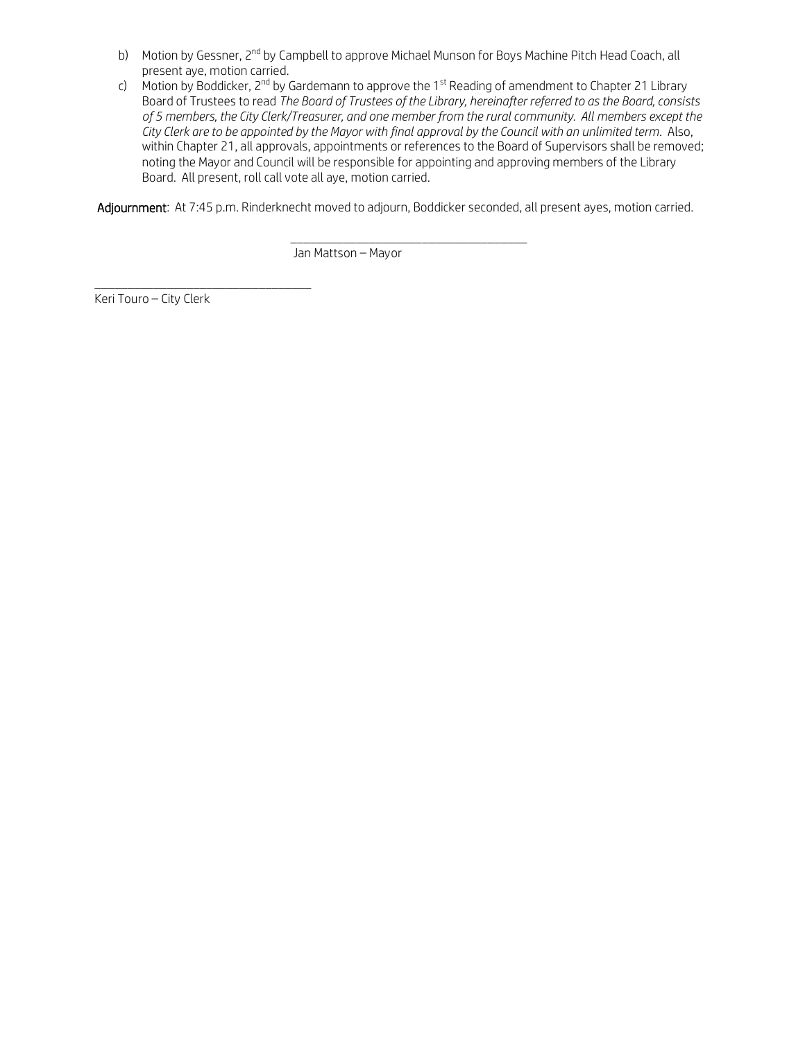b) Motion by Gessner, 2nd by Campbell to approve Michael Munson for Boys Machine Pitch Head Coach, all present aye, motion carried.

c) Motion by Boddicker, 2nd by Gardemann to approve the 1st Reading of amendment to Chapter 21 Library Board of Trustees to read *The Board of Trustees of the Library, hereinafter referred to as the Board, consists of 5 members, the City Clerk/Treasurer, and one member from the rural community. All members except the City Clerk are to be appointed by the Mayor with final approval by the Council with an unlimited term.* Also, within Chapter 21, all approvals, appointments or references to the Board of Supervisors shall be removed; noting the Mayor and Council will be responsible for appointing and approving members of the Library Board. All present, roll call vote all aye, motion carried.

**Adjournment**: At 7:45 p.m. Rinderknecht moved to adjourn, Boddicker seconded, all present ayes, motion carried.

\_\_\_\_\_\_\_\_\_\_\_\_\_\_\_\_\_\_\_\_\_\_\_\_\_\_\_\_\_\_\_\_\_\_\_\_\_\_\_\_
Jan Mattson – Mayor

\_\_\_\_\_\_\_\_\_\_\_\_\_\_\_\_\_\_\_\_\_\_\_\_\_\_\_\_\_\_\_\_\_\_\_\_\_\_\_\_
Keri Touro – City Clerk